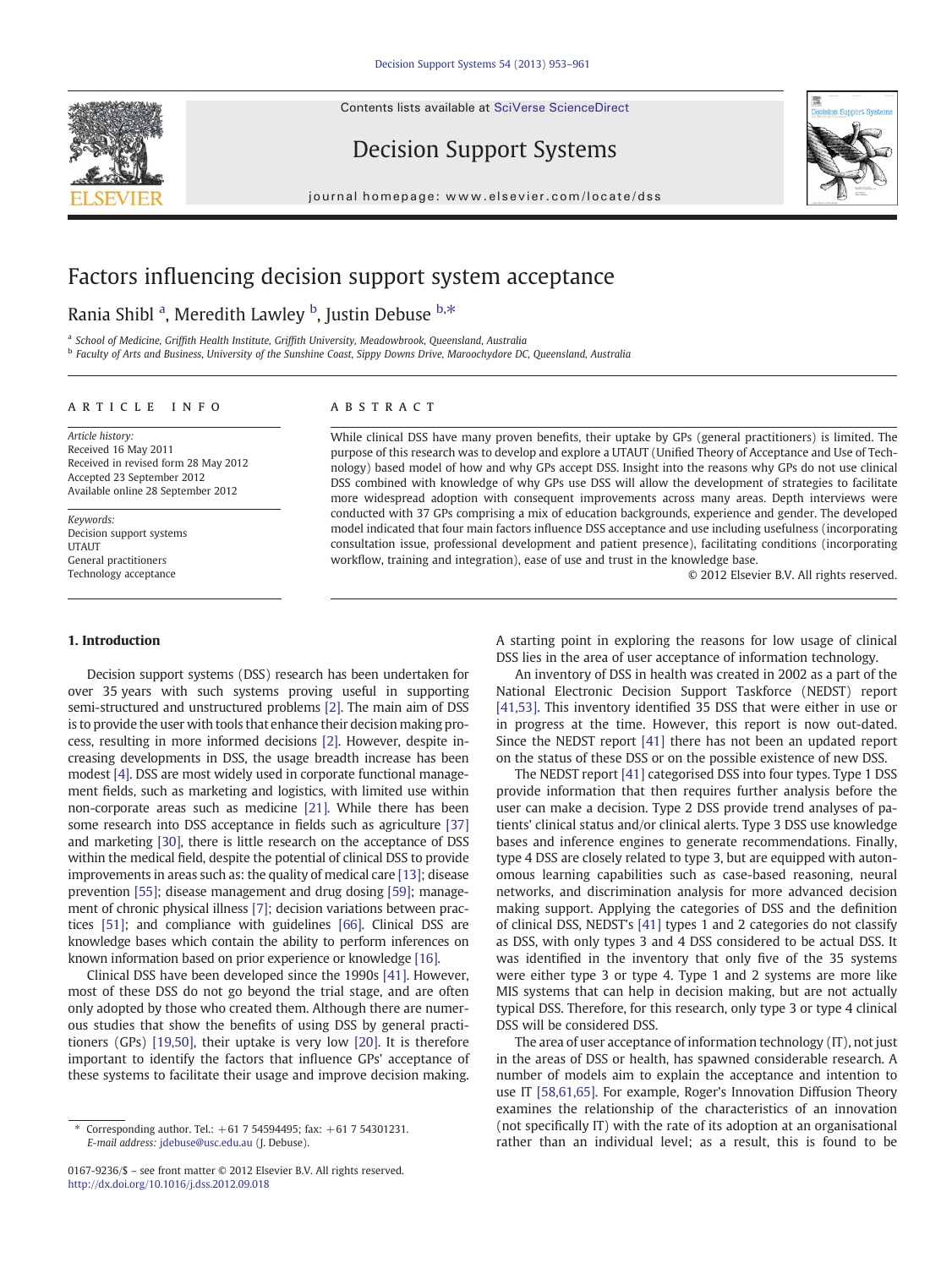# Factors influencing decision support system acceptance

Rania Shibl [a], Meredith Lawley [b], Justin Debuse [b,*]

[a] School of Medicine, Griffith Health Institute, Griffith University, Meadowbrook, Queensland, Australia
[b] Faculty of Arts and Business, University of the Sunshine Coast, Sippy Downs Drive, Maroochydore DC, Queensland, Australia

## ARTICLE INFO

*Article history:*
Received 16 May 2011
Received in revised form 28 May 2012
Accepted 23 September 2012
Available online 28 September 2012

*Keywords:*
Decision support systems
UTAUT
General practitioners
Technology acceptance

## ABSTRACT

While clinical DSS have many proven benefits, their uptake by GPs (general practitioners) is limited. The purpose of this research was to develop and explore a UTAUT (Unified Theory of Acceptance and Use of Technology) based model of how and why GPs accept DSS. Insight into the reasons why GPs do not use clinical DSS combined with knowledge of why GPs use DSS will allow the development of strategies to facilitate more widespread adoption with consequent improvements across many areas. Depth interviews were conducted with 37 GPs comprising a mix of education backgrounds, experience and gender. The developed model indicated that four main factors influence DSS acceptance and use including usefulness (incorporating consultation issue, professional development and patient presence), facilitating conditions (incorporating workflow, training and integration), ease of use and trust in the knowledge base.

© 2012 Elsevier B.V. All rights reserved.

## 1. Introduction

Decision support systems (DSS) research has been undertaken for over 35 years with such systems proving useful in supporting semi-structured and unstructured problems [2]. The main aim of DSS is to provide the user with tools that enhance their decision making process, resulting in more informed decisions [2]. However, despite increasing developments in DSS, the usage breadth increase has been modest [4]. DSS are most widely used in corporate functional management fields, such as marketing and logistics, with limited use within non-corporate areas such as medicine [21]. While there has been some research into DSS acceptance in fields such as agriculture [37] and marketing [30], there is little research on the acceptance of DSS within the medical field, despite the potential of clinical DSS to provide improvements in areas such as: the quality of medical care [13]; disease prevention [55]; disease management and drug dosing [59]; management of chronic physical illness [7]; decision variations between practices [51]; and compliance with guidelines [66]. Clinical DSS are knowledge bases which contain the ability to perform inferences on known information based on prior experience or knowledge [16].

Clinical DSS have been developed since the 1990s [41]. However, most of these DSS do not go beyond the trial stage, and are often only adopted by those who created them. Although there are numerous studies that show the benefits of using DSS by general practitioners (GPs) [19,50], their uptake is very low [20]. It is therefore important to identify the factors that influence GPs' acceptance of these systems to facilitate their usage and improve decision making. A starting point in exploring the reasons for low usage of clinical DSS lies in the area of user acceptance of information technology.

An inventory of DSS in health was created in 2002 as a part of the National Electronic Decision Support Taskforce (NEDST) report [41,53]. This inventory identified 35 DSS that were either in use or in progress at the time. However, this report is now out-dated. Since the NEDST report [41] there has not been an updated report on the status of these DSS or on the possible existence of new DSS.

The NEDST report [41] categorised DSS into four types. Type 1 DSS provide information that then requires further analysis before the user can make a decision. Type 2 DSS provide trend analyses of patients' clinical status and/or clinical alerts. Type 3 DSS use knowledge bases and inference engines to generate recommendations. Finally, type 4 DSS are closely related to type 3, but are equipped with autonomous learning capabilities such as case-based reasoning, neural networks, and discrimination analysis for more advanced decision making support. Applying the categories of DSS and the definition of clinical DSS, NEDST's [41] types 1 and 2 categories do not classify as DSS, with only types 3 and 4 DSS considered to be actual DSS. It was identified in the inventory that only five of the 35 systems were either type 3 or type 4. Type 1 and 2 systems are more like MIS systems that can help in decision making, but are not actually typical DSS. Therefore, for this research, only type 3 or type 4 clinical DSS will be considered DSS.

The area of user acceptance of information technology (IT), not just in the areas of DSS or health, has spawned considerable research. A number of models aim to explain the acceptance and intention to use IT [58,61,65]. For example, Roger's Innovation Diffusion Theory examines the relationship of the characteristics of an innovation (not specifically IT) with the rate of its adoption at an organisational rather than an individual level; as a result, this is found to be

\* Corresponding author. Tel.: +61 7 54594495; fax: +61 7 54301231.
*E-mail address:* jdebuse@usc.edu.au (J. Debuse).

0167-9236/$ – see front matter © 2012 Elsevier B.V. All rights reserved.
http://dx.doi.org/10.1016/j.dss.2012.09.018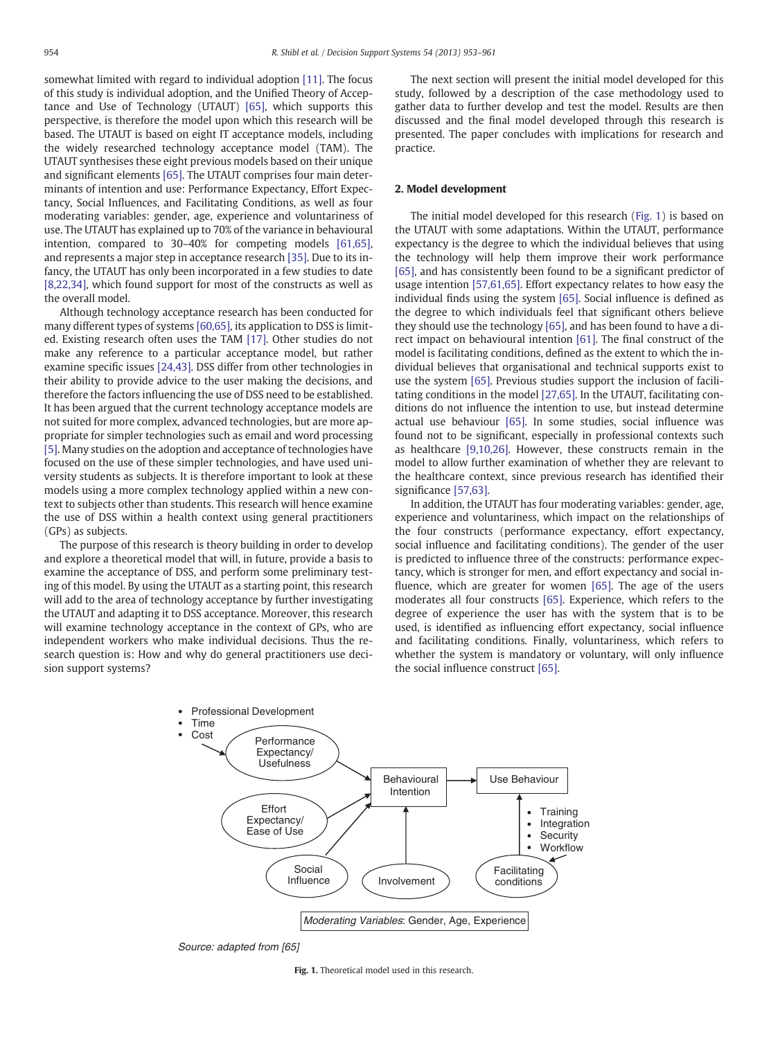somewhat limited with regard to individual adoption [11]. The focus of this study is individual adoption, and the Unified Theory of Acceptance and Use of Technology (UTAUT) [65], which supports this perspective, is therefore the model upon which this research will be based. The UTAUT is based on eight IT acceptance models, including the widely researched technology acceptance model (TAM). The UTAUT synthesises these eight previous models based on their unique and significant elements [65]. The UTAUT comprises four main determinants of intention and use: Performance Expectancy, Effort Expectancy, Social Influences, and Facilitating Conditions, as well as four moderating variables: gender, age, experience and voluntariness of use. The UTAUT has explained up to 70% of the variance in behavioural intention, compared to 30–40% for competing models [61,65], and represents a major step in acceptance research [35]. Due to its infancy, the UTAUT has only been incorporated in a few studies to date [8,22,34], which found support for most of the constructs as well as the overall model.

Although technology acceptance research has been conducted for many different types of systems [60,65], its application to DSS is limited. Existing research often uses the TAM [17]. Other studies do not make any reference to a particular acceptance model, but rather examine specific issues [24,43]. DSS differ from other technologies in their ability to provide advice to the user making the decisions, and therefore the factors influencing the use of DSS need to be established. It has been argued that the current technology acceptance models are not suited for more complex, advanced technologies, but are more appropriate for simpler technologies such as email and word processing [5]. Many studies on the adoption and acceptance of technologies have focused on the use of these simpler technologies, and have used university students as subjects. It is therefore important to look at these models using a more complex technology applied within a new context to subjects other than students. This research will hence examine the use of DSS within a health context using general practitioners (GPs) as subjects.

The purpose of this research is theory building in order to develop and explore a theoretical model that will, in future, provide a basis to examine the acceptance of DSS, and perform some preliminary testing of this model. By using the UTAUT as a starting point, this research will add to the area of technology acceptance by further investigating the UTAUT and adapting it to DSS acceptance. Moreover, this research will examine technology acceptance in the context of GPs, who are independent workers who make individual decisions. Thus the research question is: How and why do general practitioners use decision support systems?

The next section will present the initial model developed for this study, followed by a description of the case methodology used to gather data to further develop and test the model. Results are then discussed and the final model developed through this research is presented. The paper concludes with implications for research and practice.

## 2. Model development

The initial model developed for this research (Fig. 1) is based on the UTAUT with some adaptations. Within the UTAUT, performance expectancy is the degree to which the individual believes that using the technology will help them improve their work performance [65], and has consistently been found to be a significant predictor of usage intention [57,61,65]. Effort expectancy relates to how easy the individual finds using the system [65]. Social influence is defined as the degree to which individuals feel that significant others believe they should use the technology [65], and has been found to have a direct impact on behavioural intention [61]. The final construct of the model is facilitating conditions, defined as the extent to which the individual believes that organisational and technical supports exist to use the system [65]. Previous studies support the inclusion of facilitating conditions in the model [27,65]. In the UTAUT, facilitating conditions do not influence the intention to use, but instead determine actual use behaviour [65]. In some studies, social influence was found not to be significant, especially in professional contexts such as healthcare [9,10,26]. However, these constructs remain in the model to allow further examination of whether they are relevant to the healthcare context, since previous research has identified their significance [57,63].

In addition, the UTAUT has four moderating variables: gender, age, experience and voluntariness, which impact on the relationships of the four constructs (performance expectancy, effort expectancy, social influence and facilitating conditions). The gender of the user is predicted to influence three of the constructs: performance expectancy, which is stronger for men, and effort expectancy and social influence, which are greater for women [65]. The age of the users moderates all four constructs [65]. Experience, which refers to the degree of experience the user has with the system that is to be used, is identified as influencing effort expectancy, social influence and facilitating conditions. Finally, voluntariness, which refers to whether the system is mandatory or voluntary, will only influence the social influence construct [65].

- Professional Development
- Time
- Cost

→ Performance Expectancy/ Usefulness → Behavioural Intention → Use Behaviour

Effort Expectancy/ Ease of Use → Behavioural Intention

Social Influence → Behavioural Intention

Involvement → Behavioural Intention

- Training
- Integration
- Security
- Workflow

→ Facilitating conditions → Use Behaviour

*Moderating Variables*: Gender, Age, Experience

*Source: adapted from [65]*

**Fig. 1.** Theoretical model used in this research.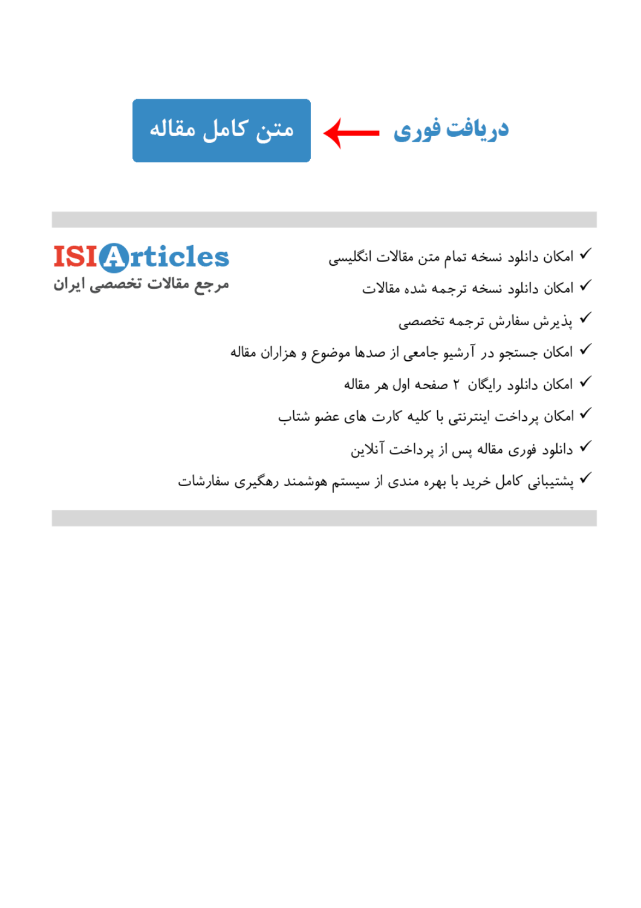دریافت فوری ← **متن کامل مقاله**

**ISIArticles**
مرجع مقالات تخصصی ایران

- ✓ امکان دانلود نسخه تمام متن مقالات انگلیسی
- ✓ امکان دانلود نسخه ترجمه شده مقالات
- ✓ پذیرش سفارش ترجمه تخصصی
- ✓ امکان جستجو در آرشیو جامعی از صدها موضوع و هزاران مقاله
- ✓ امکان دانلود رایگان ۲ صفحه اول هر مقاله
- ✓ امکان پرداخت اینترنتی با کلیه کارت های عضو شتاب
- ✓ دانلود فوری مقاله پس از پرداخت آنلاین
- ✓ پشتیبانی کامل خرید با بهره مندی از سیستم هوشمند رهگیری سفارشات